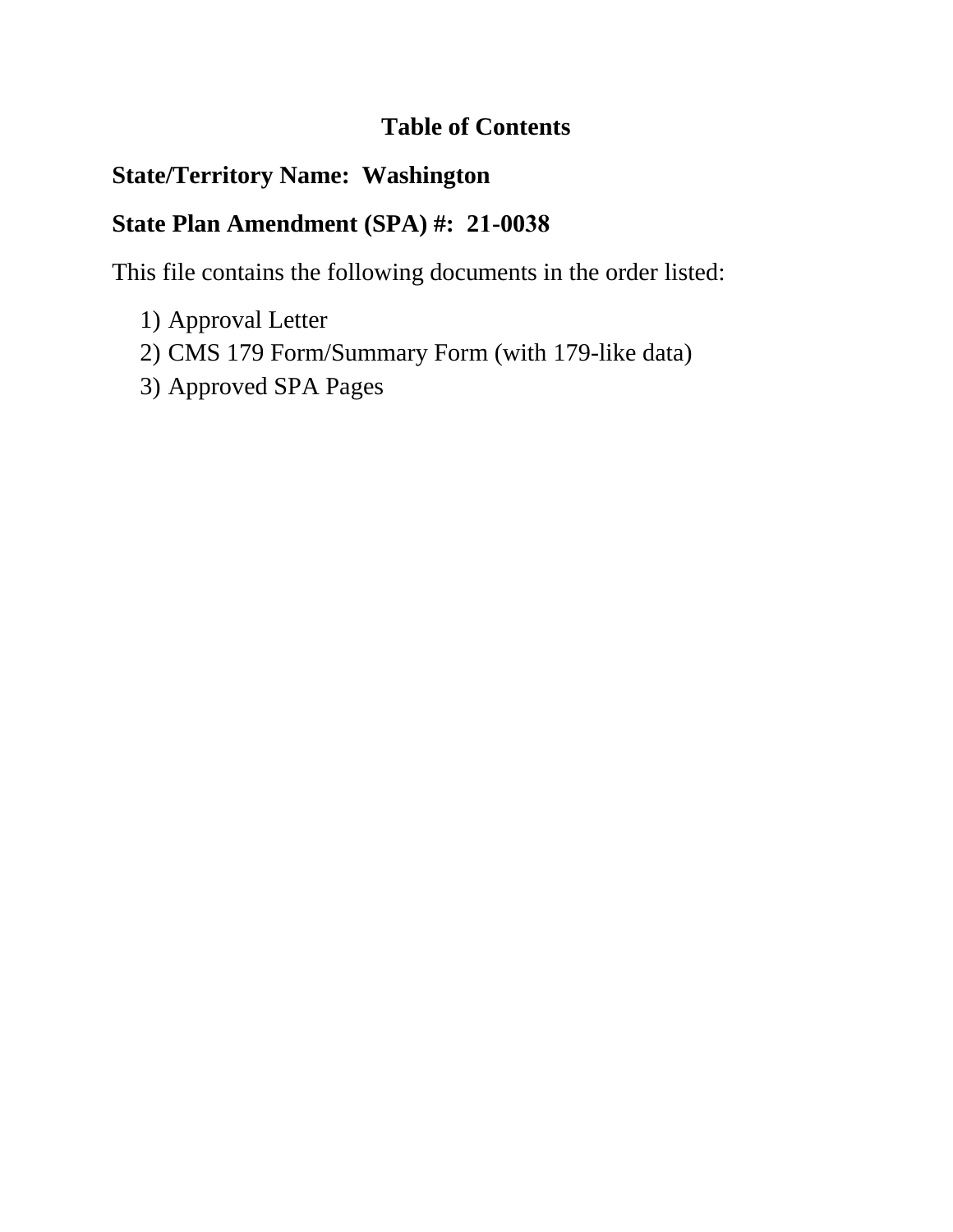# Table of Contents

**State/Territory Name: Washington**

**State Plan Amendment (SPA) #: 21-0038**

This file contains the following documents in the order listed:

1) Approval Letter
2) CMS 179 Form/Summary Form (with 179-like data)
3) Approved SPA Pages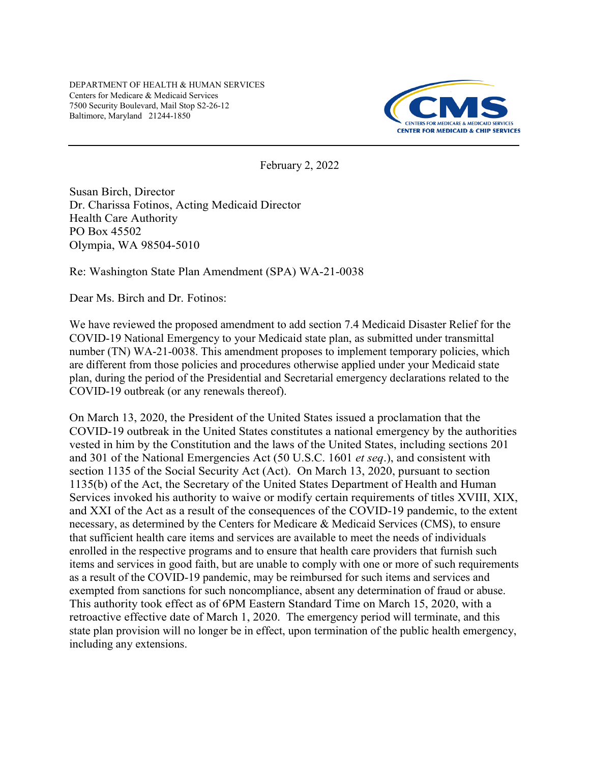DEPARTMENT OF HEALTH & HUMAN SERVICES
Centers for Medicare & Medicaid Services
7500 Security Boulevard, Mail Stop S2-26-12
Baltimore, Maryland 21244-1850

CMS
CENTERS FOR MEDICARE & MEDICAID SERVICES
CENTER FOR MEDICAID & CHIP SERVICES

February 2, 2022

Susan Birch, Director
Dr. Charissa Fotinos, Acting Medicaid Director
Health Care Authority
PO Box 45502
Olympia, WA 98504-5010

Re: Washington State Plan Amendment (SPA) WA-21-0038

Dear Ms. Birch and Dr. Fotinos:

We have reviewed the proposed amendment to add section 7.4 Medicaid Disaster Relief for the COVID-19 National Emergency to your Medicaid state plan, as submitted under transmittal number (TN) WA-21-0038. This amendment proposes to implement temporary policies, which are different from those policies and procedures otherwise applied under your Medicaid state plan, during the period of the Presidential and Secretarial emergency declarations related to the COVID-19 outbreak (or any renewals thereof).

On March 13, 2020, the President of the United States issued a proclamation that the COVID-19 outbreak in the United States constitutes a national emergency by the authorities vested in him by the Constitution and the laws of the United States, including sections 201 and 301 of the National Emergencies Act (50 U.S.C. 1601 *et seq*.), and consistent with section 1135 of the Social Security Act (Act). On March 13, 2020, pursuant to section 1135(b) of the Act, the Secretary of the United States Department of Health and Human Services invoked his authority to waive or modify certain requirements of titles XVIII, XIX, and XXI of the Act as a result of the consequences of the COVID-19 pandemic, to the extent necessary, as determined by the Centers for Medicare & Medicaid Services (CMS), to ensure that sufficient health care items and services are available to meet the needs of individuals enrolled in the respective programs and to ensure that health care providers that furnish such items and services in good faith, but are unable to comply with one or more of such requirements as a result of the COVID-19 pandemic, may be reimbursed for such items and services and exempted from sanctions for such noncompliance, absent any determination of fraud or abuse. This authority took effect as of 6PM Eastern Standard Time on March 15, 2020, with a retroactive effective date of March 1, 2020. The emergency period will terminate, and this state plan provision will no longer be in effect, upon termination of the public health emergency, including any extensions.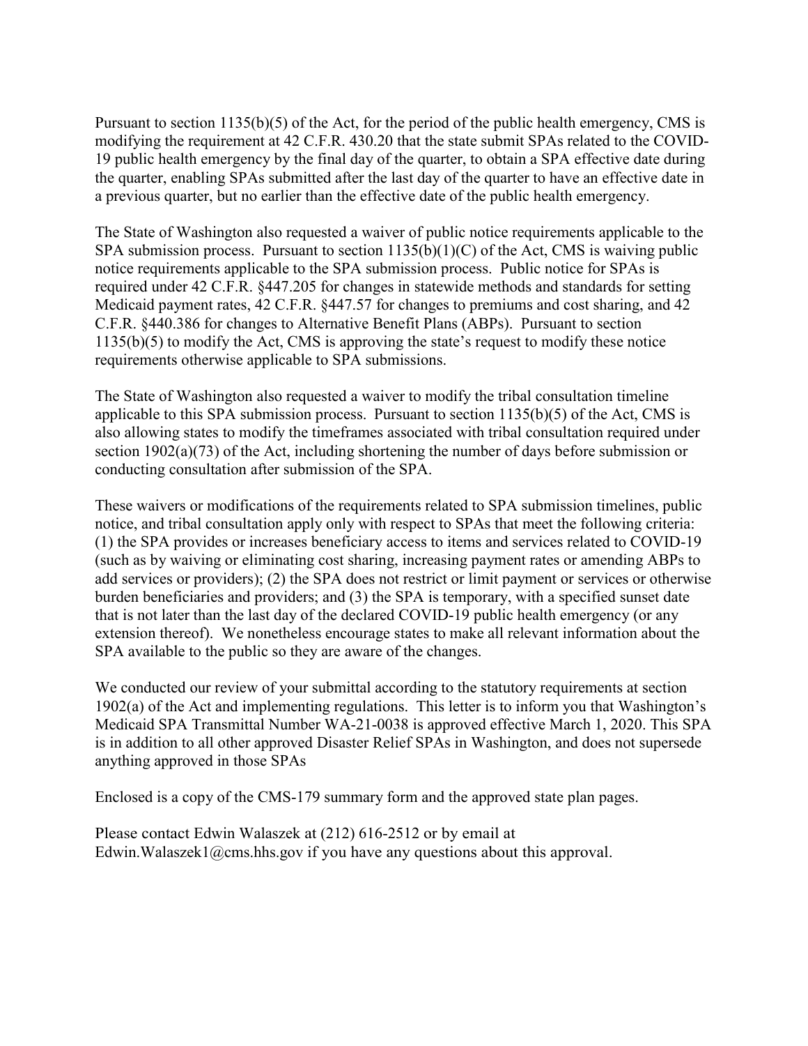Pursuant to section 1135(b)(5) of the Act, for the period of the public health emergency, CMS is modifying the requirement at 42 C.F.R. 430.20 that the state submit SPAs related to the COVID-19 public health emergency by the final day of the quarter, to obtain a SPA effective date during the quarter, enabling SPAs submitted after the last day of the quarter to have an effective date in a previous quarter, but no earlier than the effective date of the public health emergency.

The State of Washington also requested a waiver of public notice requirements applicable to the SPA submission process. Pursuant to section 1135(b)(1)(C) of the Act, CMS is waiving public notice requirements applicable to the SPA submission process. Public notice for SPAs is required under 42 C.F.R. §447.205 for changes in statewide methods and standards for setting Medicaid payment rates, 42 C.F.R. §447.57 for changes to premiums and cost sharing, and 42 C.F.R. §440.386 for changes to Alternative Benefit Plans (ABPs). Pursuant to section 1135(b)(5) to modify the Act, CMS is approving the state's request to modify these notice requirements otherwise applicable to SPA submissions.

The State of Washington also requested a waiver to modify the tribal consultation timeline applicable to this SPA submission process. Pursuant to section 1135(b)(5) of the Act, CMS is also allowing states to modify the timeframes associated with tribal consultation required under section 1902(a)(73) of the Act, including shortening the number of days before submission or conducting consultation after submission of the SPA.

These waivers or modifications of the requirements related to SPA submission timelines, public notice, and tribal consultation apply only with respect to SPAs that meet the following criteria: (1) the SPA provides or increases beneficiary access to items and services related to COVID-19 (such as by waiving or eliminating cost sharing, increasing payment rates or amending ABPs to add services or providers); (2) the SPA does not restrict or limit payment or services or otherwise burden beneficiaries and providers; and (3) the SPA is temporary, with a specified sunset date that is not later than the last day of the declared COVID-19 public health emergency (or any extension thereof). We nonetheless encourage states to make all relevant information about the SPA available to the public so they are aware of the changes.

We conducted our review of your submittal according to the statutory requirements at section 1902(a) of the Act and implementing regulations. This letter is to inform you that Washington's Medicaid SPA Transmittal Number WA-21-0038 is approved effective March 1, 2020. This SPA is in addition to all other approved Disaster Relief SPAs in Washington, and does not supersede anything approved in those SPAs

Enclosed is a copy of the CMS-179 summary form and the approved state plan pages.

Please contact Edwin Walaszek at (212) 616-2512 or by email at Edwin.Walaszek1@cms.hhs.gov if you have any questions about this approval.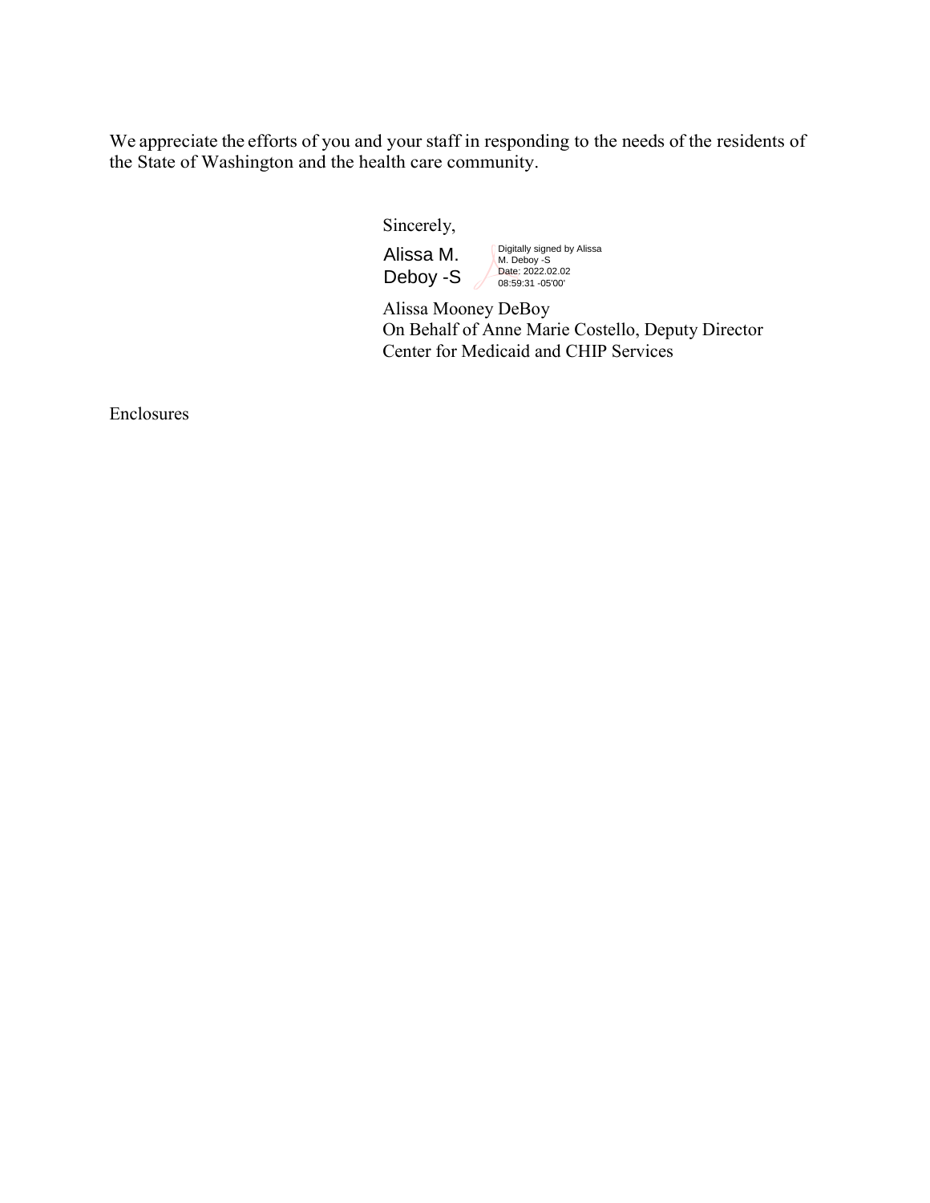We appreciate the efforts of you and your staff in responding to the needs of the residents of the State of Washington and the health care community.

Sincerely,

Alissa M. Deboy -S

Digitally signed by Alissa M. Deboy -S
Date: 2022.02.02 08:59:31 -05'00'

Alissa Mooney DeBoy
On Behalf of Anne Marie Costello, Deputy Director
Center for Medicaid and CHIP Services

Enclosures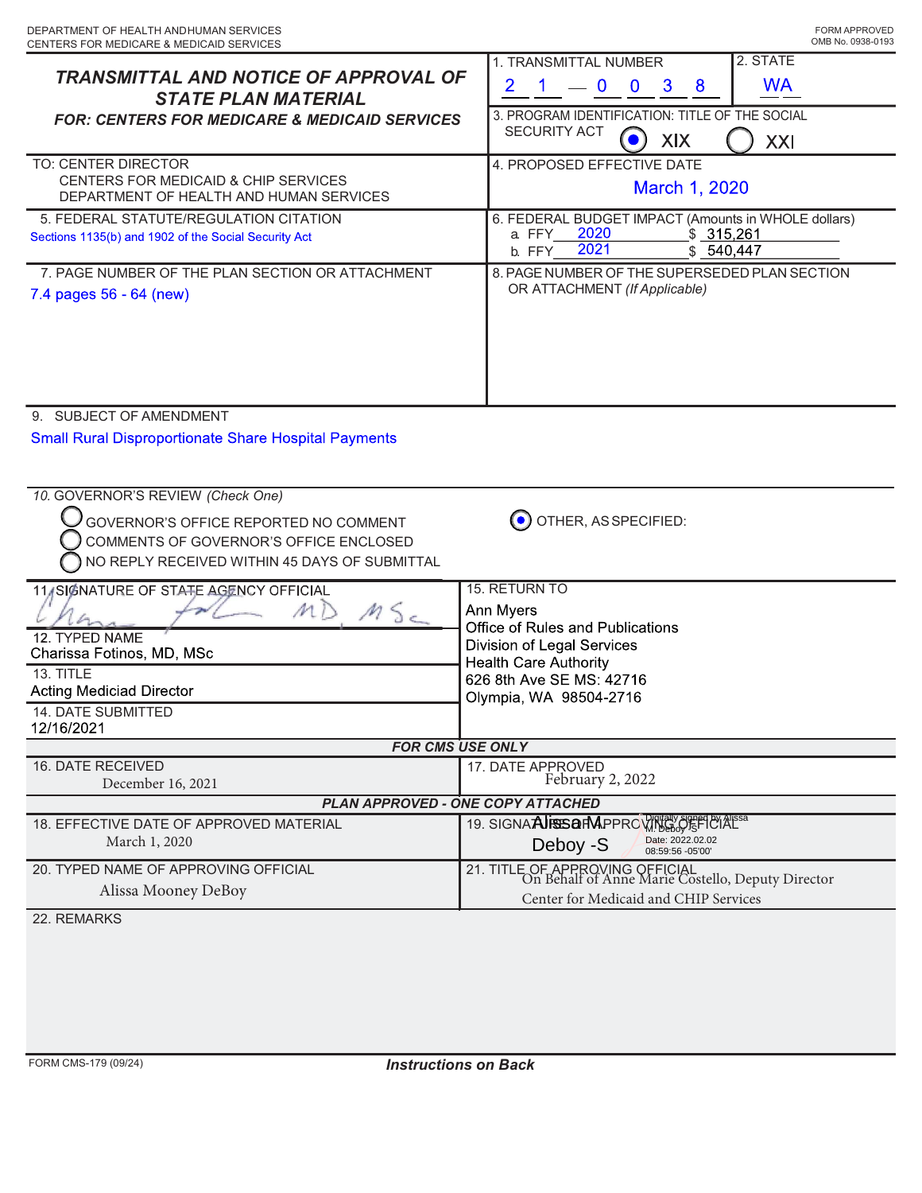DEPARTMENT OF HEALTH AND HUMAN SERVICES
CENTERS FOR MEDICARE & MEDICAID SERVICES

FORM APPROVED
OMB No. 0938-0193

# TRANSMITTAL AND NOTICE OF APPROVAL OF STATE PLAN MATERIAL

## FOR: CENTERS FOR MEDICARE & MEDICAID SERVICES

**1. TRANSMITTAL NUMBER:** 2 1 — 0 0 3 8

**2. STATE:** WA

**3. PROGRAM IDENTIFICATION: TITLE OF THE SOCIAL SECURITY ACT**
- (●) XIX
- ( ) XXI

**TO:** CENTER DIRECTOR
CENTERS FOR MEDICAID & CHIP SERVICES
DEPARTMENT OF HEALTH AND HUMAN SERVICES

**4. PROPOSED EFFECTIVE DATE:** March 1, 2020

**5. FEDERAL STATUTE/REGULATION CITATION:** Sections 1135(b) and 1902 of the Social Security Act

**6. FEDERAL BUDGET IMPACT** (Amounts in WHOLE dollars)
- a. FFY 2020 $ 315,261
- b. FFY 2021 $ 540,447

**7. PAGE NUMBER OF THE PLAN SECTION OR ATTACHMENT:** 7.4 pages 56 - 64 (new)

**8. PAGE NUMBER OF THE SUPERSEDED PLAN SECTION OR ATTACHMENT** *(If Applicable)*

**9. SUBJECT OF AMENDMENT:** Small Rural Disproportionate Share Hospital Payments

**10. GOVERNOR'S REVIEW** *(Check One)*
- ( ) GOVERNOR'S OFFICE REPORTED NO COMMENT
- ( ) COMMENTS OF GOVERNOR'S OFFICE ENCLOSED
- ( ) NO REPLY RECEIVED WITHIN 45 DAYS OF SUBMITTAL
- (●) OTHER, AS SPECIFIED:

**11. SIGNATURE OF STATE AGENCY OFFICIAL:** [signature] MD, MSc

**12. TYPED NAME:** Charissa Fotinos, MD, MSc

**13. TITLE:** Acting Mediciad Director

**14. DATE SUBMITTED:** 12/16/2021

**15. RETURN TO:**
Ann Myers
Office of Rules and Publications
Division of Legal Services
Health Care Authority
626 8th Ave SE MS: 42716
Olympia, WA 98504-2716

### FOR CMS USE ONLY

**16. DATE RECEIVED:** December 16, 2021

**17. DATE APPROVED:** February 2, 2022

### PLAN APPROVED - ONE COPY ATTACHED

**18. EFFECTIVE DATE OF APPROVED MATERIAL:** March 1, 2020

**19. SIGNATURE OF APPROVING OFFICIAL:** Alissa M. Deboy -S (Digitally signed by Alissa M. Deboy -S, Date: 2022.02.02 08:59:56 -05'00')

**20. TYPED NAME OF APPROVING OFFICIAL:** Alissa Mooney DeBoy

**21. TITLE OF APPROVING OFFICIAL:** On Behalf of Anne Marie Costello, Deputy Director, Center for Medicaid and CHIP Services

**22. REMARKS**

FORM CMS-179 (09/24) *Instructions on Back*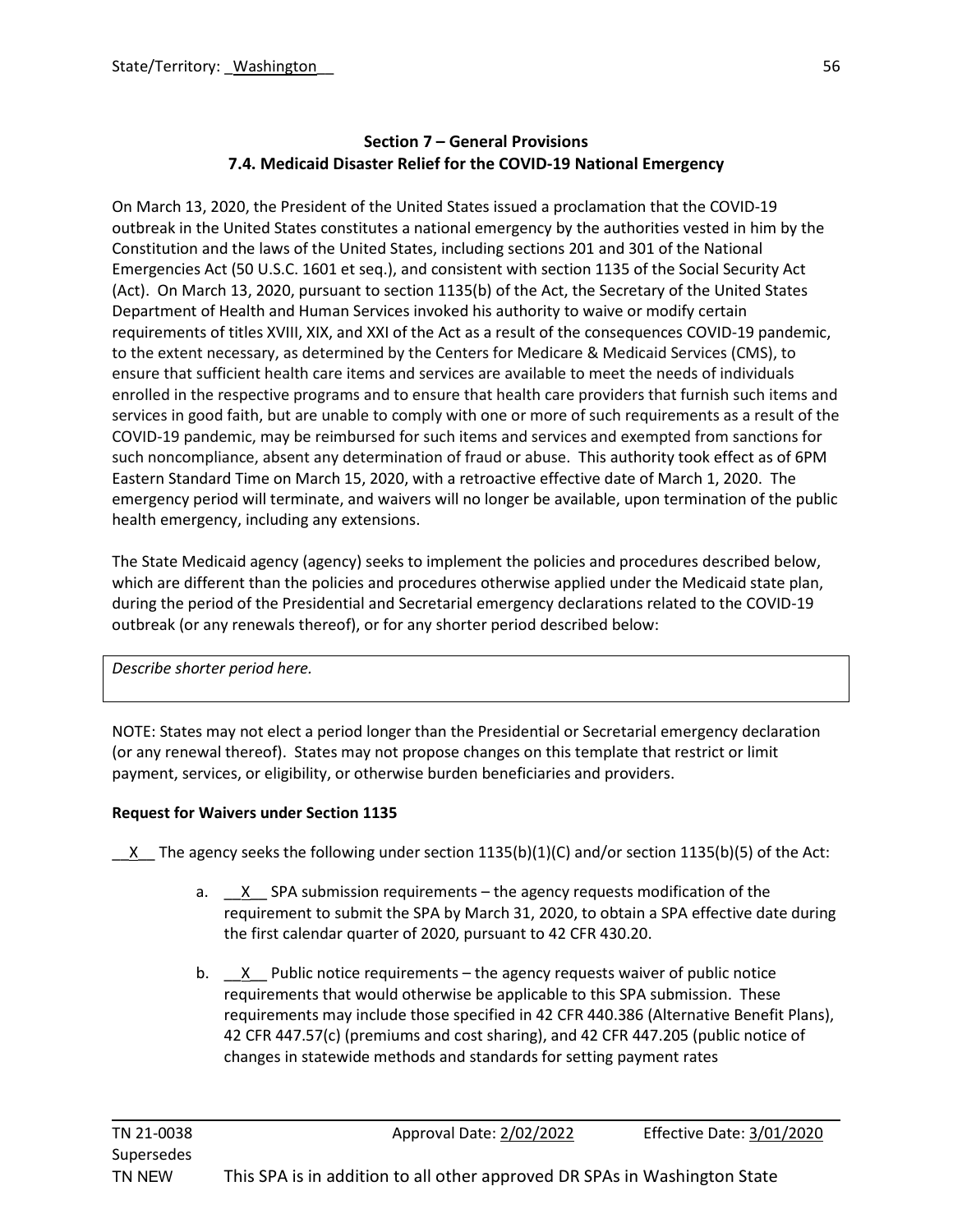State/Territory: _Washington__

## Section 7 – General Provisions
## 7.4. Medicaid Disaster Relief for the COVID-19 National Emergency

On March 13, 2020, the President of the United States issued a proclamation that the COVID-19 outbreak in the United States constitutes a national emergency by the authorities vested in him by the Constitution and the laws of the United States, including sections 201 and 301 of the National Emergencies Act (50 U.S.C. 1601 et seq.), and consistent with section 1135 of the Social Security Act (Act). On March 13, 2020, pursuant to section 1135(b) of the Act, the Secretary of the United States Department of Health and Human Services invoked his authority to waive or modify certain requirements of titles XVIII, XIX, and XXI of the Act as a result of the consequences COVID-19 pandemic, to the extent necessary, as determined by the Centers for Medicare & Medicaid Services (CMS), to ensure that sufficient health care items and services are available to meet the needs of individuals enrolled in the respective programs and to ensure that health care providers that furnish such items and services in good faith, but are unable to comply with one or more of such requirements as a result of the COVID-19 pandemic, may be reimbursed for such items and services and exempted from sanctions for such noncompliance, absent any determination of fraud or abuse. This authority took effect as of 6PM Eastern Standard Time on March 15, 2020, with a retroactive effective date of March 1, 2020. The emergency period will terminate, and waivers will no longer be available, upon termination of the public health emergency, including any extensions.

The State Medicaid agency (agency) seeks to implement the policies and procedures described below, which are different than the policies and procedures otherwise applied under the Medicaid state plan, during the period of the Presidential and Secretarial emergency declarations related to the COVID-19 outbreak (or any renewals thereof), or for any shorter period described below:

| *Describe shorter period here.* |
|---|

NOTE: States may not elect a period longer than the Presidential or Secretarial emergency declaration (or any renewal thereof). States may not propose changes on this template that restrict or limit payment, services, or eligibility, or otherwise burden beneficiaries and providers.

**Request for Waivers under Section 1135**

__X__ The agency seeks the following under section 1135(b)(1)(C) and/or section 1135(b)(5) of the Act:

a. __X__ SPA submission requirements – the agency requests modification of the requirement to submit the SPA by March 31, 2020, to obtain a SPA effective date during the first calendar quarter of 2020, pursuant to 42 CFR 430.20.

b. __X__ Public notice requirements – the agency requests waiver of public notice requirements that would otherwise be applicable to this SPA submission. These requirements may include those specified in 42 CFR 440.386 (Alternative Benefit Plans), 42 CFR 447.57(c) (premiums and cost sharing), and 42 CFR 447.205 (public notice of changes in statewide methods and standards for setting payment rates

TN 21-0038 Approval Date: 2/02/2022 Effective Date: 3/01/2020
Supersedes
TN NEW This SPA is in addition to all other approved DR SPAs in Washington State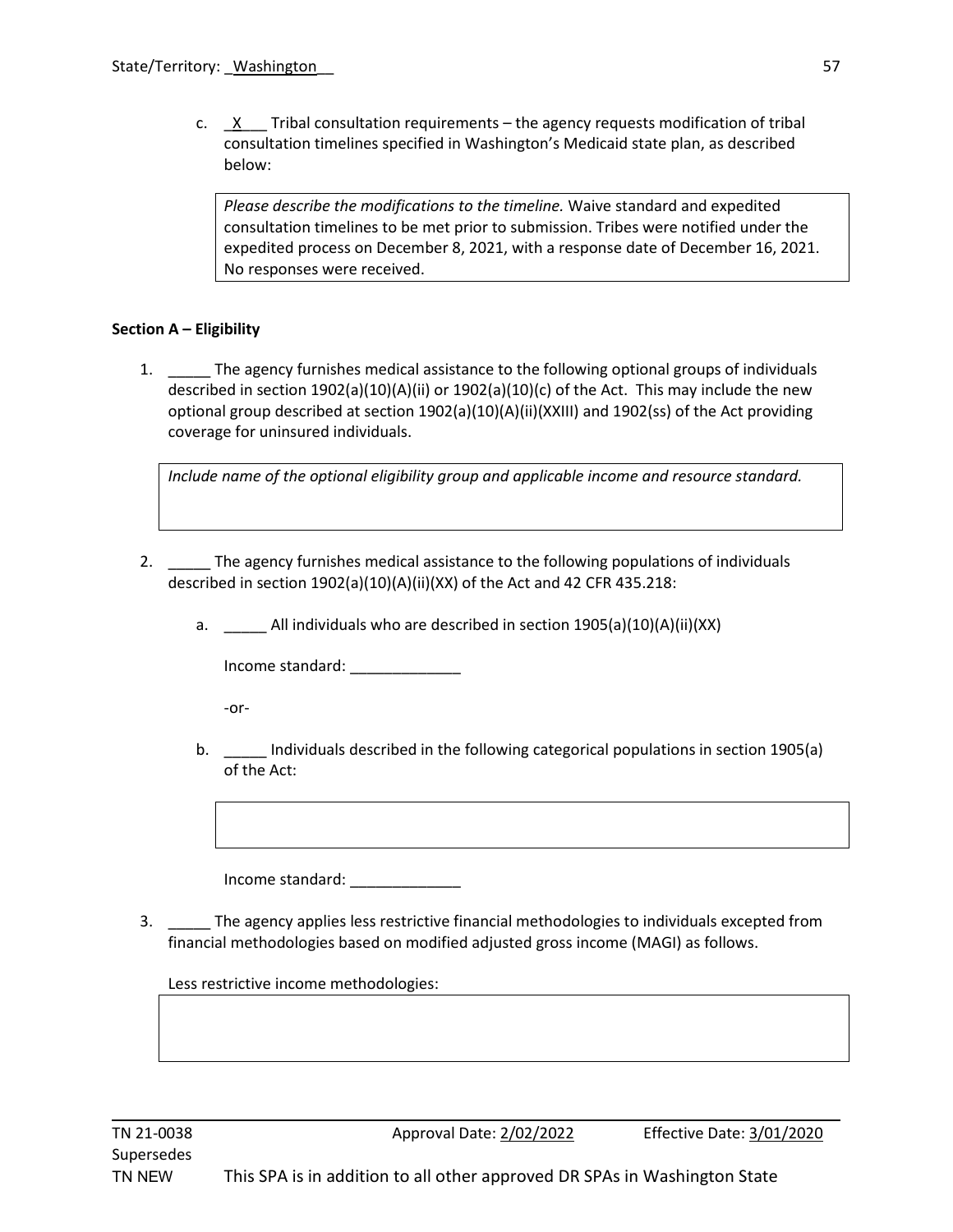c. _X___ Tribal consultation requirements – the agency requests modification of tribal consultation timelines specified in Washington's Medicaid state plan, as described below:

> *Please describe the modifications to the timeline.* Waive standard and expedited consultation timelines to be met prior to submission. Tribes were notified under the expedited process on December 8, 2021, with a response date of December 16, 2021. No responses were received.

**Section A – Eligibility**

1. _____ The agency furnishes medical assistance to the following optional groups of individuals described in section 1902(a)(10)(A)(ii) or 1902(a)(10)(c) of the Act. This may include the new optional group described at section 1902(a)(10)(A)(ii)(XXIII) and 1902(ss) of the Act providing coverage for uninsured individuals.

   > *Include name of the optional eligibility group and applicable income and resource standard.*

2. _____ The agency furnishes medical assistance to the following populations of individuals described in section 1902(a)(10)(A)(ii)(XX) of the Act and 42 CFR 435.218:

   a. _____ All individuals who are described in section 1905(a)(10)(A)(ii)(XX)

      Income standard: _____________

      -or-

   b. _____ Individuals described in the following categorical populations in section 1905(a) of the Act:

      Income standard: _____________

3. _____ The agency applies less restrictive financial methodologies to individuals excepted from financial methodologies based on modified adjusted gross income (MAGI) as follows.

   Less restrictive income methodologies:

TN 21-0038 Approval Date: 2/02/2022 Effective Date: 3/01/2020
Supersedes
TN NEW This SPA is in addition to all other approved DR SPAs in Washington State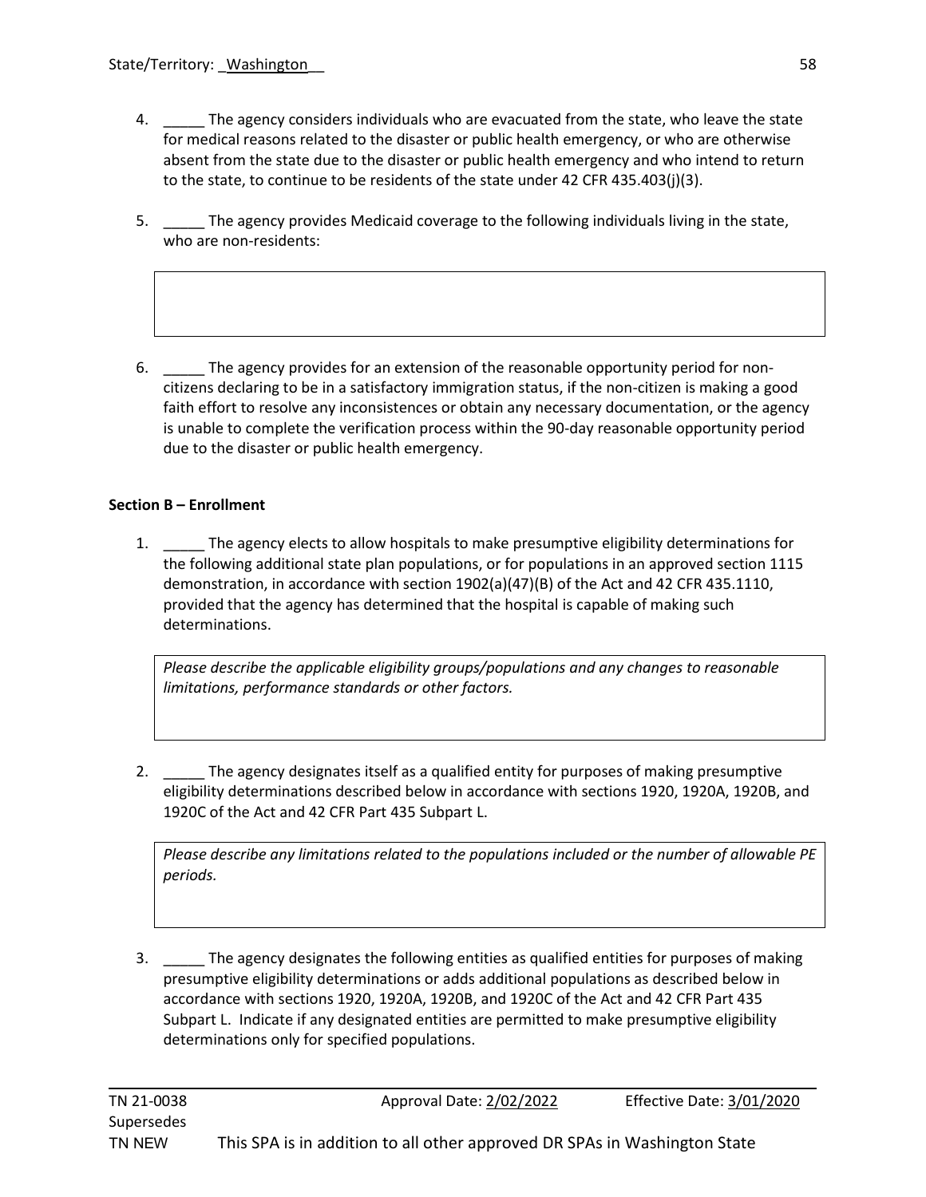4. _____ The agency considers individuals who are evacuated from the state, who leave the state for medical reasons related to the disaster or public health emergency, or who are otherwise absent from the state due to the disaster or public health emergency and who intend to return to the state, to continue to be residents of the state under 42 CFR 435.403(j)(3).

5. _____ The agency provides Medicaid coverage to the following individuals living in the state, who are non-residents:

| |
|---|
| |

6. _____ The agency provides for an extension of the reasonable opportunity period for non-citizens declaring to be in a satisfactory immigration status, if the non-citizen is making a good faith effort to resolve any inconsistences or obtain any necessary documentation, or the agency is unable to complete the verification process within the 90-day reasonable opportunity period due to the disaster or public health emergency.

**Section B – Enrollment**

1. _____ The agency elects to allow hospitals to make presumptive eligibility determinations for the following additional state plan populations, or for populations in an approved section 1115 demonstration, in accordance with section 1902(a)(47)(B) of the Act and 42 CFR 435.1110, provided that the agency has determined that the hospital is capable of making such determinations.

| *Please describe the applicable eligibility groups/populations and any changes to reasonable limitations, performance standards or other factors.* |
|---|

2. _____ The agency designates itself as a qualified entity for purposes of making presumptive eligibility determinations described below in accordance with sections 1920, 1920A, 1920B, and 1920C of the Act and 42 CFR Part 435 Subpart L.

| *Please describe any limitations related to the populations included or the number of allowable PE periods.* |
|---|

3. _____ The agency designates the following entities as qualified entities for purposes of making presumptive eligibility determinations or adds additional populations as described below in accordance with sections 1920, 1920A, 1920B, and 1920C of the Act and 42 CFR Part 435 Subpart L. Indicate if any designated entities are permitted to make presumptive eligibility determinations only for specified populations.

TN 21-0038 Approval Date: 2/02/2022 Effective Date: 3/01/2020
Supersedes
TN NEW This SPA is in addition to all other approved DR SPAs in Washington State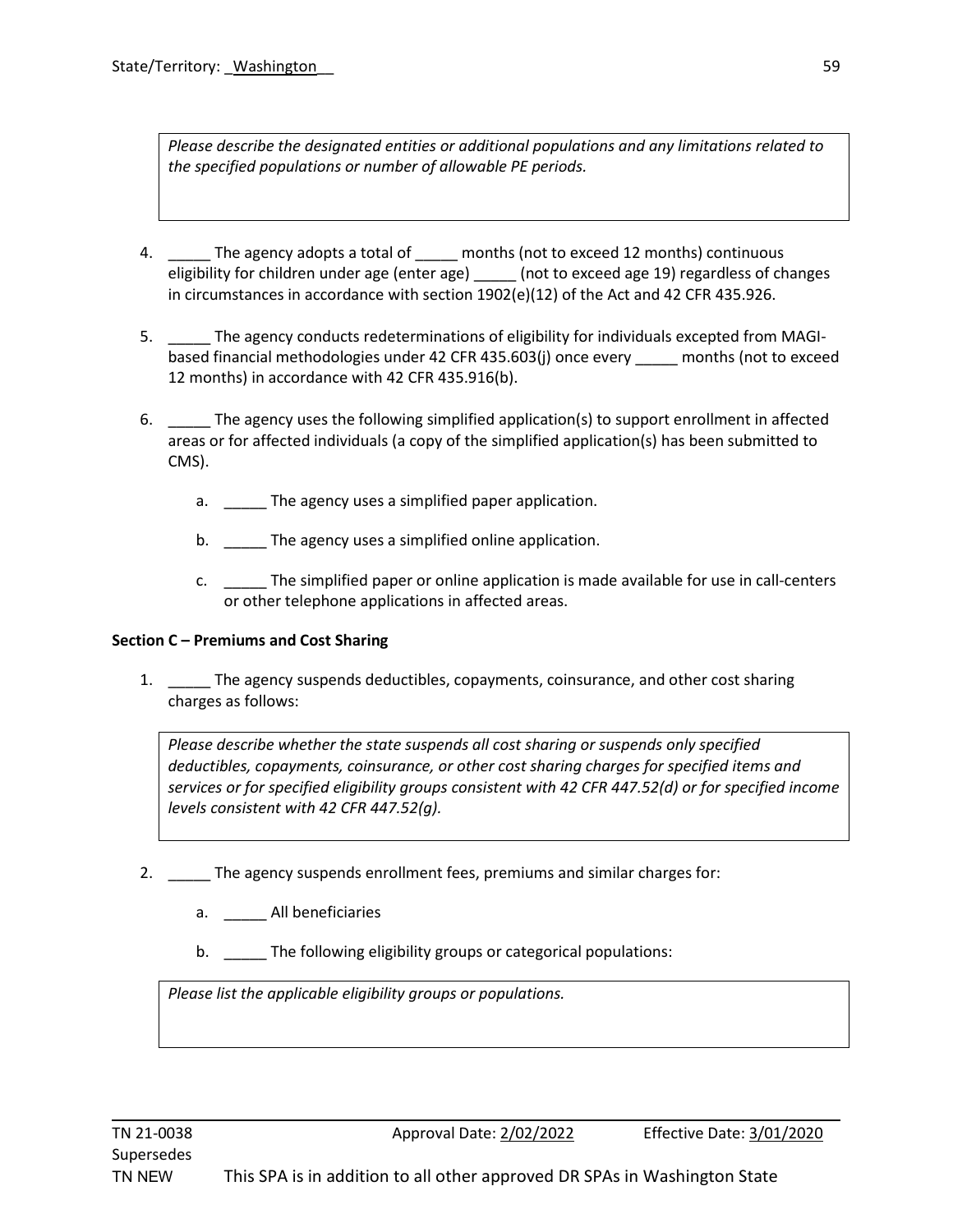*Please describe the designated entities or additional populations and any limitations related to the specified populations or number of allowable PE periods.*

4. _____ The agency adopts a total of _____ months (not to exceed 12 months) continuous eligibility for children under age (enter age) _____ (not to exceed age 19) regardless of changes in circumstances in accordance with section 1902(e)(12) of the Act and 42 CFR 435.926.

5. _____ The agency conducts redeterminations of eligibility for individuals excepted from MAGI-based financial methodologies under 42 CFR 435.603(j) once every _____ months (not to exceed 12 months) in accordance with 42 CFR 435.916(b).

6. _____ The agency uses the following simplified application(s) to support enrollment in affected areas or for affected individuals (a copy of the simplified application(s) has been submitted to CMS).

   a. _____ The agency uses a simplified paper application.

   b. _____ The agency uses a simplified online application.

   c. _____ The simplified paper or online application is made available for use in call-centers or other telephone applications in affected areas.

**Section C – Premiums and Cost Sharing**

1. _____ The agency suspends deductibles, copayments, coinsurance, and other cost sharing charges as follows:

*Please describe whether the state suspends all cost sharing or suspends only specified deductibles, copayments, coinsurance, or other cost sharing charges for specified items and services or for specified eligibility groups consistent with 42 CFR 447.52(d) or for specified income levels consistent with 42 CFR 447.52(g).*

2. _____ The agency suspends enrollment fees, premiums and similar charges for:

   a. _____ All beneficiaries

   b. _____ The following eligibility groups or categorical populations:

*Please list the applicable eligibility groups or populations.*

TN 21-0038 Approval Date: 2/02/2022 Effective Date: 3/01/2020
Supersedes
TN NEW This SPA is in addition to all other approved DR SPAs in Washington State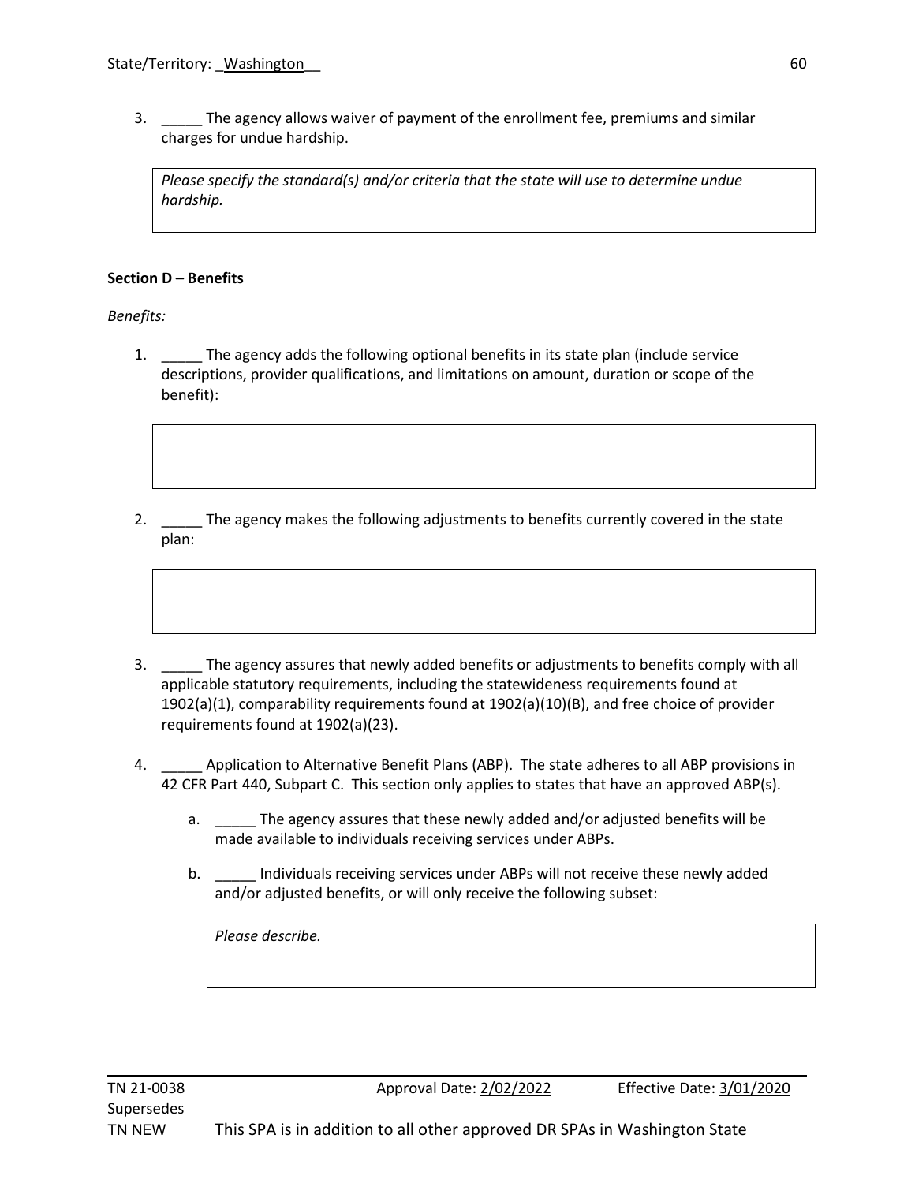3. _____ The agency allows waiver of payment of the enrollment fee, premiums and similar charges for undue hardship.

   *Please specify the standard(s) and/or criteria that the state will use to determine undue hardship.*

**Section D – Benefits**

*Benefits:*

1. _____ The agency adds the following optional benefits in its state plan (include service descriptions, provider qualifications, and limitations on amount, duration or scope of the benefit):

2. _____ The agency makes the following adjustments to benefits currently covered in the state plan:

3. _____ The agency assures that newly added benefits or adjustments to benefits comply with all applicable statutory requirements, including the statewideness requirements found at 1902(a)(1), comparability requirements found at 1902(a)(10)(B), and free choice of provider requirements found at 1902(a)(23).

4. _____ Application to Alternative Benefit Plans (ABP). The state adheres to all ABP provisions in 42 CFR Part 440, Subpart C. This section only applies to states that have an approved ABP(s).

   a. _____ The agency assures that these newly added and/or adjusted benefits will be made available to individuals receiving services under ABPs.

   b. _____ Individuals receiving services under ABPs will not receive these newly added and/or adjusted benefits, or will only receive the following subset:

      *Please describe.*

TN 21-0038 Approval Date: 2/02/2022 Effective Date: 3/01/2020
Supersedes
TN NEW This SPA is in addition to all other approved DR SPAs in Washington State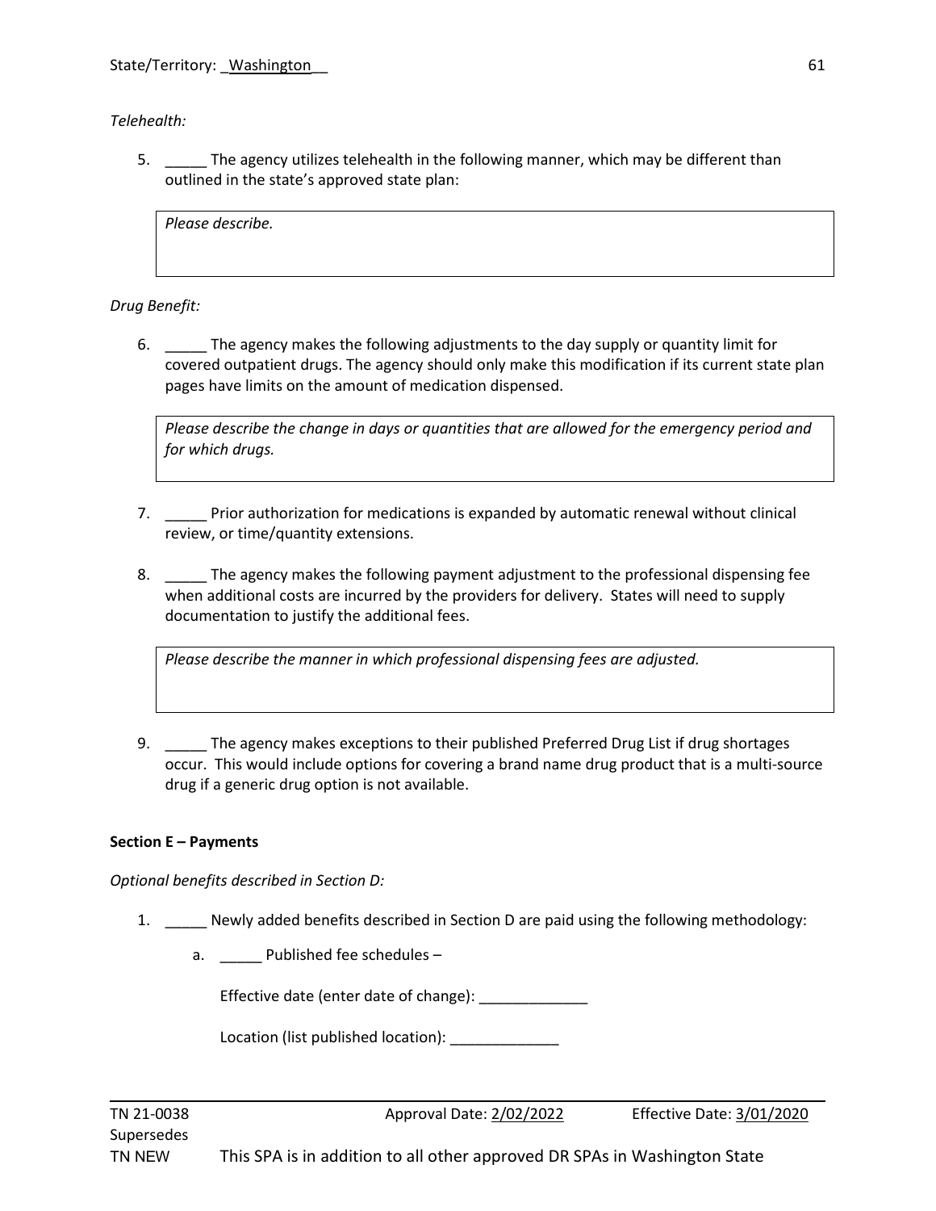*Telehealth:*

5. _____ The agency utilizes telehealth in the following manner, which may be different than outlined in the state's approved state plan:

| *Please describe.* |
|---|

*Drug Benefit:*

6. _____ The agency makes the following adjustments to the day supply or quantity limit for covered outpatient drugs. The agency should only make this modification if its current state plan pages have limits on the amount of medication dispensed.

| *Please describe the change in days or quantities that are allowed for the emergency period and for which drugs.* |
|---|

7. _____ Prior authorization for medications is expanded by automatic renewal without clinical review, or time/quantity extensions.

8. _____ The agency makes the following payment adjustment to the professional dispensing fee when additional costs are incurred by the providers for delivery. States will need to supply documentation to justify the additional fees.

| *Please describe the manner in which professional dispensing fees are adjusted.* |
|---|

9. _____ The agency makes exceptions to their published Preferred Drug List if drug shortages occur. This would include options for covering a brand name drug product that is a multi-source drug if a generic drug option is not available.

**Section E – Payments**

*Optional benefits described in Section D:*

1. _____ Newly added benefits described in Section D are paid using the following methodology:

   a. _____ Published fee schedules –

      Effective date (enter date of change): _____________

      Location (list published location): _____________

TN 21-0038 Approval Date: 2/02/2022 Effective Date: 3/01/2020
Supersedes
TN NEW This SPA is in addition to all other approved DR SPAs in Washington State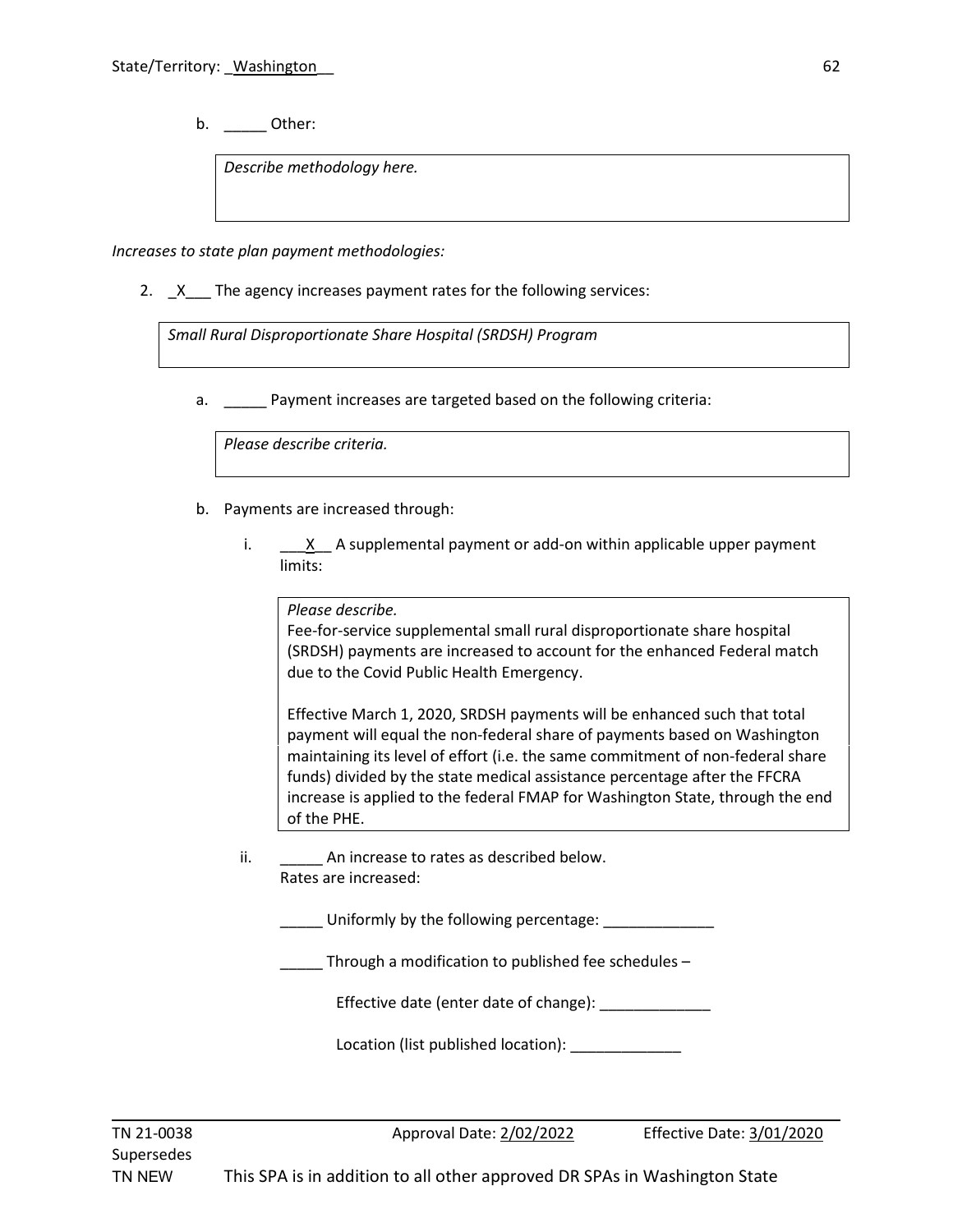b. _____ Other:

*Describe methodology here.*

*Increases to state plan payment methodologies:*

2. _X___ The agency increases payment rates for the following services:

*Small Rural Disproportionate Share Hospital (SRDSH) Program*

   a. _____ Payment increases are targeted based on the following criteria:

   *Please describe criteria.*

   b. Payments are increased through:

      i. ___X__ A supplemental payment or add-on within applicable upper payment limits:

      *Please describe.*
      Fee-for-service supplemental small rural disproportionate share hospital (SRDSH) payments are increased to account for the enhanced Federal match due to the Covid Public Health Emergency.

      Effective March 1, 2020, SRDSH payments will be enhanced such that total payment will equal the non-federal share of payments based on Washington maintaining its level of effort (i.e. the same commitment of non-federal share funds) divided by the state medical assistance percentage after the FFCRA increase is applied to the federal FMAP for Washington State, through the end of the PHE.

      ii. _____ An increase to rates as described below.
      Rates are increased:

      _____ Uniformly by the following percentage: _____________

      _____ Through a modification to published fee schedules –

      Effective date (enter date of change): _____________

      Location (list published location): _____________

TN 21-0038 Approval Date: 2/02/2022 Effective Date: 3/01/2020
Supersedes
TN NEW This SPA is in addition to all other approved DR SPAs in Washington State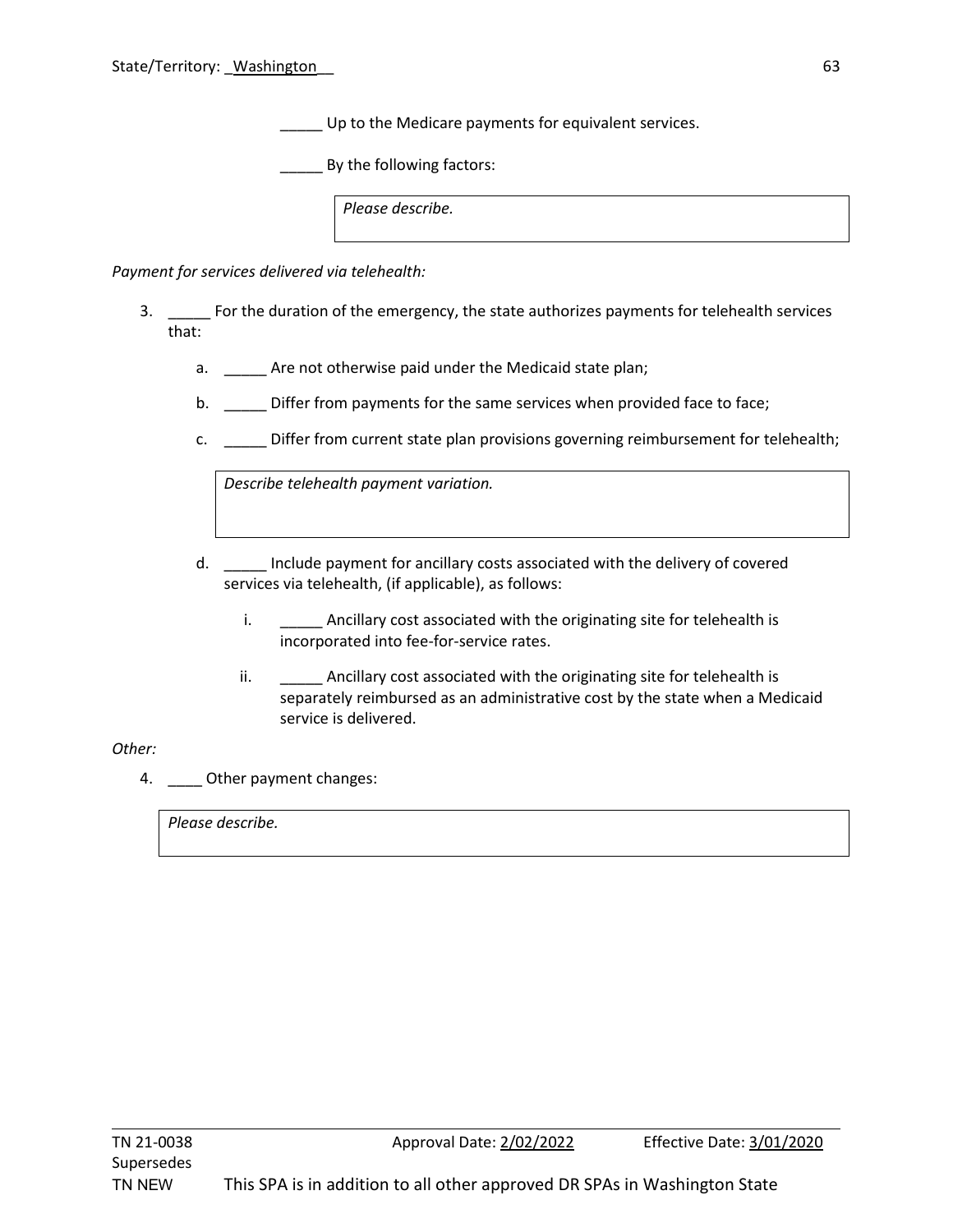_____ Up to the Medicare payments for equivalent services.

_____ By the following factors:

| *Please describe.* |
| --- |

*Payment for services delivered via telehealth:*

3. _____ For the duration of the emergency, the state authorizes payments for telehealth services that:

   a. _____ Are not otherwise paid under the Medicaid state plan;

   b. _____ Differ from payments for the same services when provided face to face;

   c. _____ Differ from current state plan provisions governing reimbursement for telehealth;

   | *Describe telehealth payment variation.* |
   | --- |

   d. _____ Include payment for ancillary costs associated with the delivery of covered services via telehealth, (if applicable), as follows:

      i. _____ Ancillary cost associated with the originating site for telehealth is incorporated into fee-for-service rates.

      ii. _____ Ancillary cost associated with the originating site for telehealth is separately reimbursed as an administrative cost by the state when a Medicaid service is delivered.

*Other:*

4. ____ Other payment changes:

| *Please describe.* |
| --- |

TN 21-0038 Approval Date: 2/02/2022 Effective Date: 3/01/2020
Supersedes
TN NEW This SPA is in addition to all other approved DR SPAs in Washington State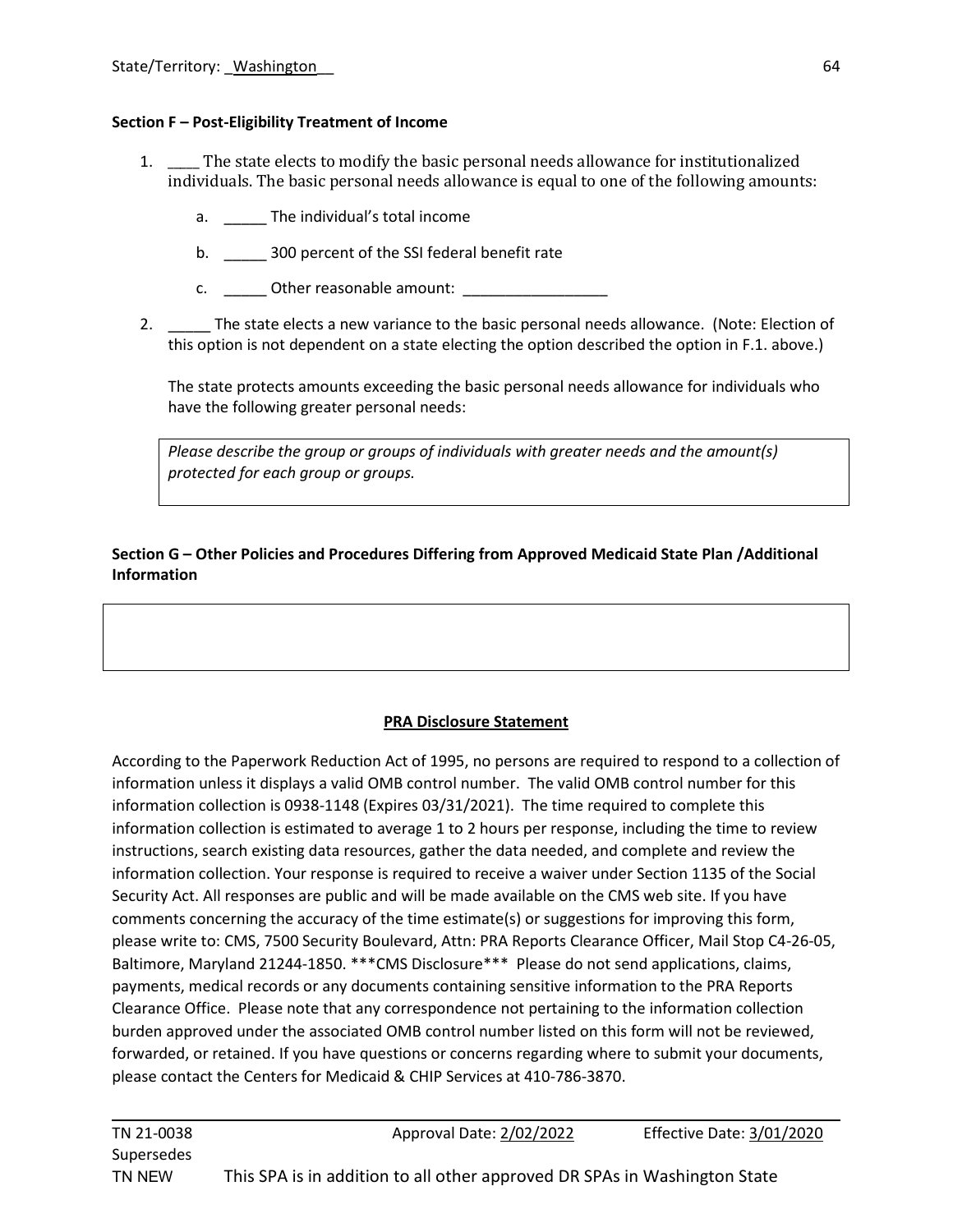State/Territory: _Washington__

**Section F – Post-Eligibility Treatment of Income**

1. ____ The state elects to modify the basic personal needs allowance for institutionalized individuals. The basic personal needs allowance is equal to one of the following amounts:

   a. _____ The individual's total income

   b. _____ 300 percent of the SSI federal benefit rate

   c. _____ Other reasonable amount: _________________

2. _____ The state elects a new variance to the basic personal needs allowance. (Note: Election of this option is not dependent on a state electing the option described the option in F.1. above.)

   The state protects amounts exceeding the basic personal needs allowance for individuals who have the following greater personal needs:

   | |
   |---|
   | *Please describe the group or groups of individuals with greater needs and the amount(s) protected for each group or groups.* |

**Section G – Other Policies and Procedures Differing from Approved Medicaid State Plan /Additional Information**

| |
|---|
| |

**PRA Disclosure Statement**

According to the Paperwork Reduction Act of 1995, no persons are required to respond to a collection of information unless it displays a valid OMB control number. The valid OMB control number for this information collection is 0938-1148 (Expires 03/31/2021). The time required to complete this information collection is estimated to average 1 to 2 hours per response, including the time to review instructions, search existing data resources, gather the data needed, and complete and review the information collection. Your response is required to receive a waiver under Section 1135 of the Social Security Act. All responses are public and will be made available on the CMS web site. If you have comments concerning the accuracy of the time estimate(s) or suggestions for improving this form, please write to: CMS, 7500 Security Boulevard, Attn: PRA Reports Clearance Officer, Mail Stop C4-26-05, Baltimore, Maryland 21244-1850. ***CMS Disclosure*** Please do not send applications, claims, payments, medical records or any documents containing sensitive information to the PRA Reports Clearance Office. Please note that any correspondence not pertaining to the information collection burden approved under the associated OMB control number listed on this form will not be reviewed, forwarded, or retained. If you have questions or concerns regarding where to submit your documents, please contact the Centers for Medicaid & CHIP Services at 410-786-3870.

TN 21-0038 Approval Date: 2/02/2022 Effective Date: 3/01/2020
Supersedes
TN NEW This SPA is in addition to all other approved DR SPAs in Washington State